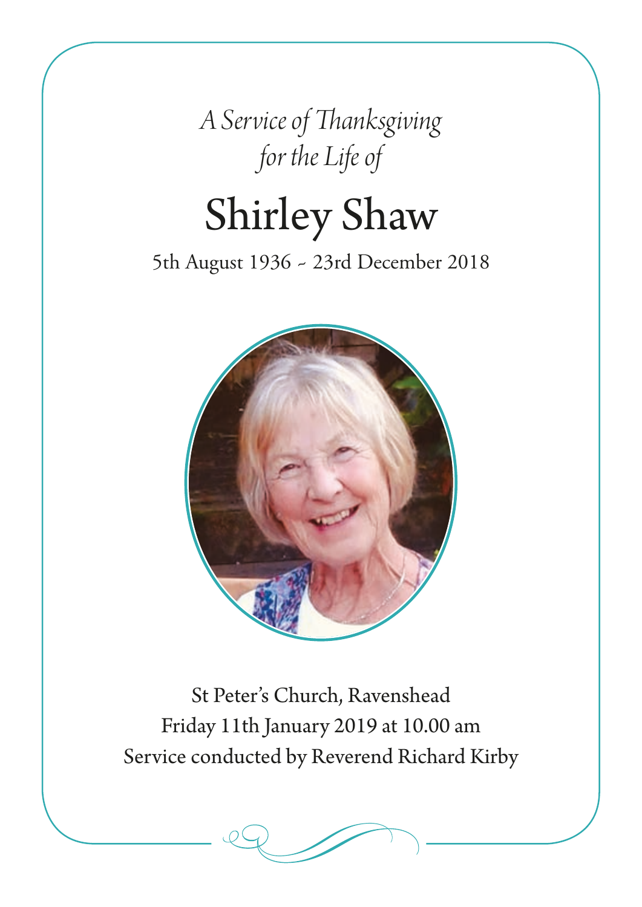*A Service of Thanksgiving for the Life of*

# Shirley Shaw

5th August 1936 ~ 23rd December 2018

St Peter's Church, Ravenshead
Friday 11th January 2019 at 10.00 am
Service conducted by Reverend Richard Kirby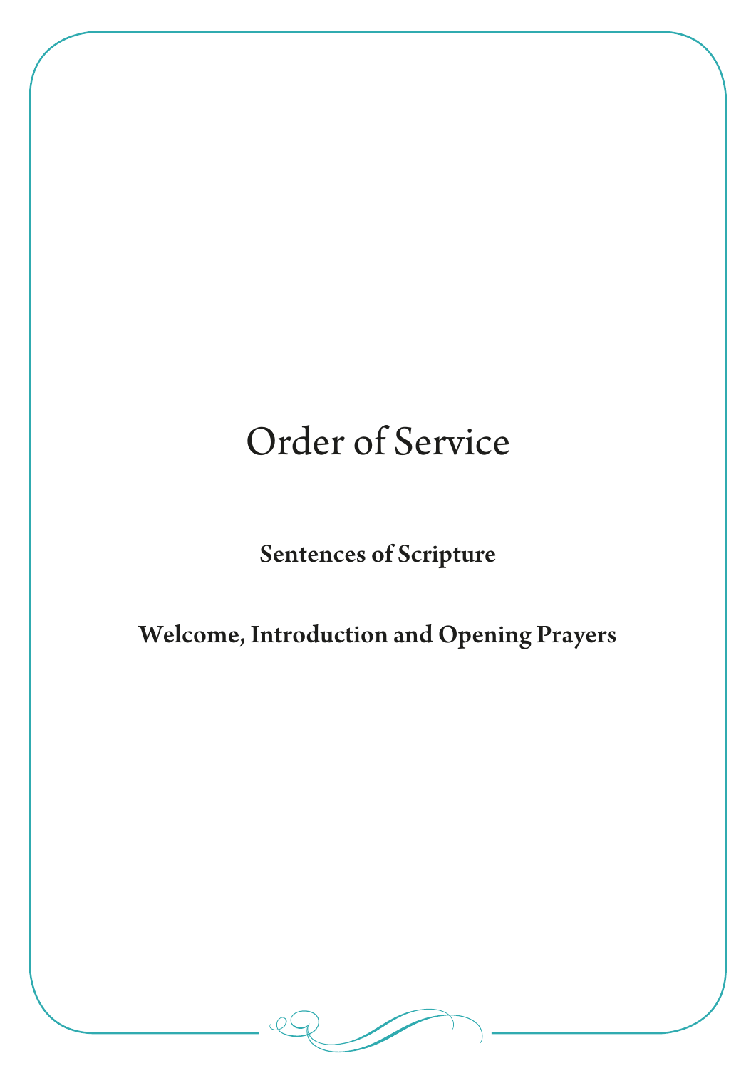# Order of Service

**Sentences of Scripture**

**Welcome, Introduction and Opening Prayers**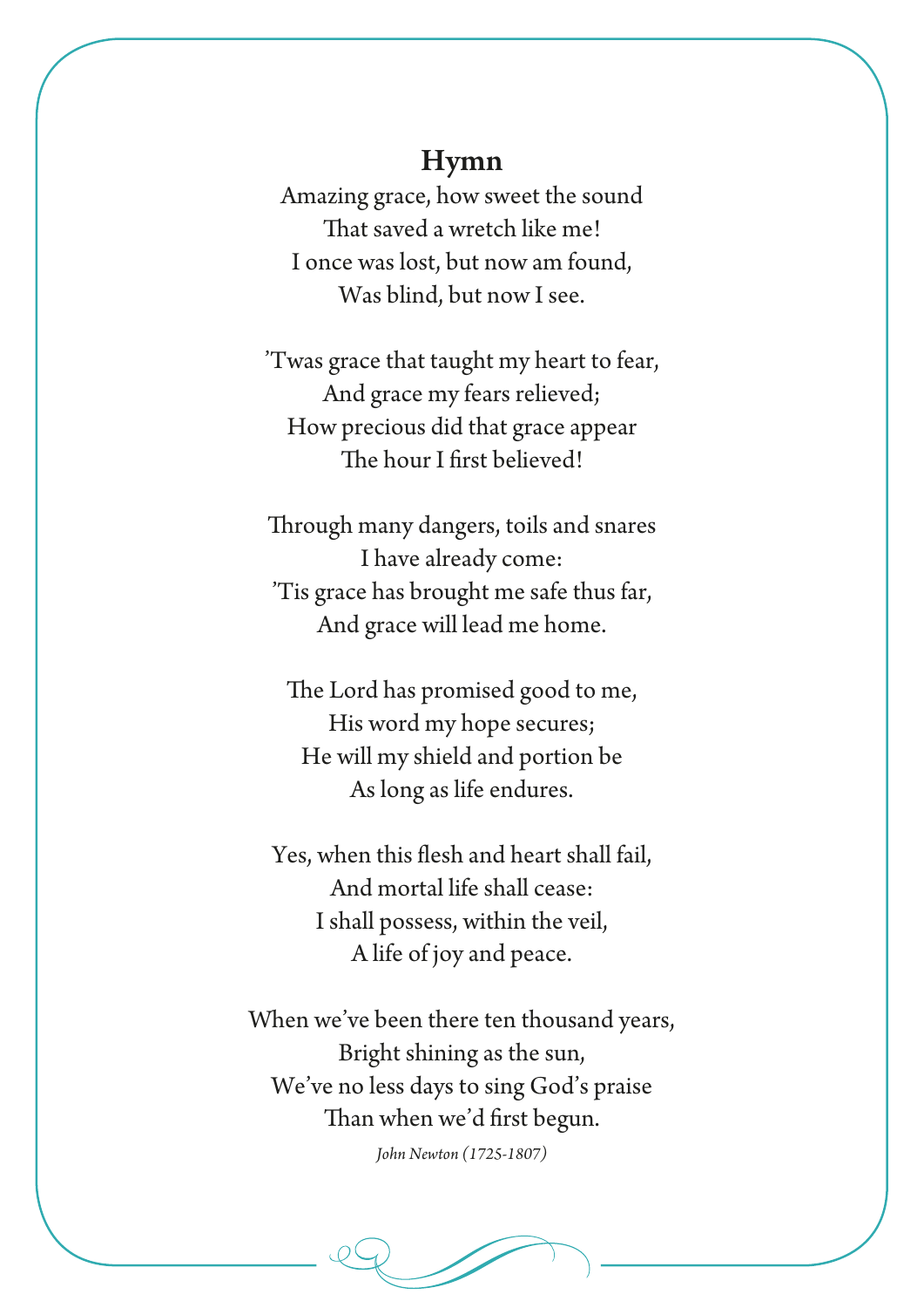## Hymn

Amazing grace, how sweet the sound
That saved a wretch like me!
I once was lost, but now am found,
Was blind, but now I see.

'Twas grace that taught my heart to fear,
And grace my fears relieved;
How precious did that grace appear
The hour I first believed!

Through many dangers, toils and snares
I have already come:
'Tis grace has brought me safe thus far,
And grace will lead me home.

The Lord has promised good to me,
His word my hope secures;
He will my shield and portion be
As long as life endures.

Yes, when this flesh and heart shall fail,
And mortal life shall cease:
I shall possess, within the veil,
A life of joy and peace.

When we've been there ten thousand years,
Bright shining as the sun,
We've no less days to sing God's praise
Than when we'd first begun.

*John Newton (1725-1807)*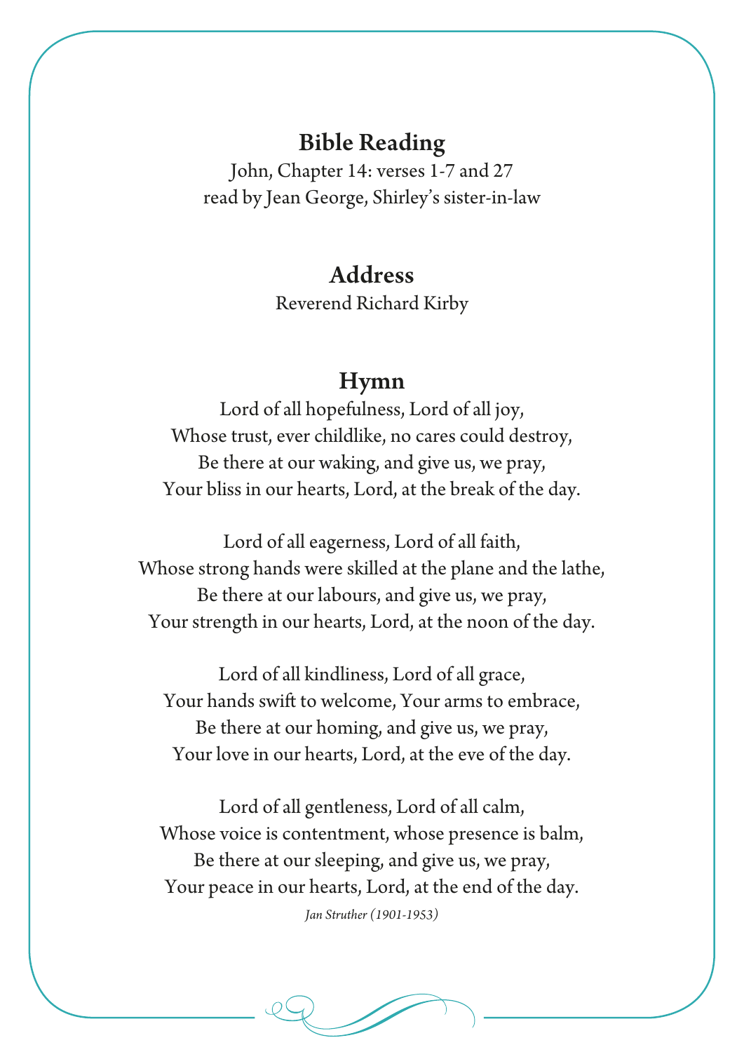## Bible Reading

John, Chapter 14: verses 1-7 and 27
read by Jean George, Shirley's sister-in-law

## Address

Reverend Richard Kirby

## Hymn

Lord of all hopefulness, Lord of all joy,
Whose trust, ever childlike, no cares could destroy,
Be there at our waking, and give us, we pray,
Your bliss in our hearts, Lord, at the break of the day.

Lord of all eagerness, Lord of all faith,
Whose strong hands were skilled at the plane and the lathe,
Be there at our labours, and give us, we pray,
Your strength in our hearts, Lord, at the noon of the day.

Lord of all kindliness, Lord of all grace,
Your hands swift to welcome, Your arms to embrace,
Be there at our homing, and give us, we pray,
Your love in our hearts, Lord, at the eve of the day.

Lord of all gentleness, Lord of all calm,
Whose voice is contentment, whose presence is balm,
Be there at our sleeping, and give us, we pray,
Your peace in our hearts, Lord, at the end of the day.

*Jan Struther (1901-1953)*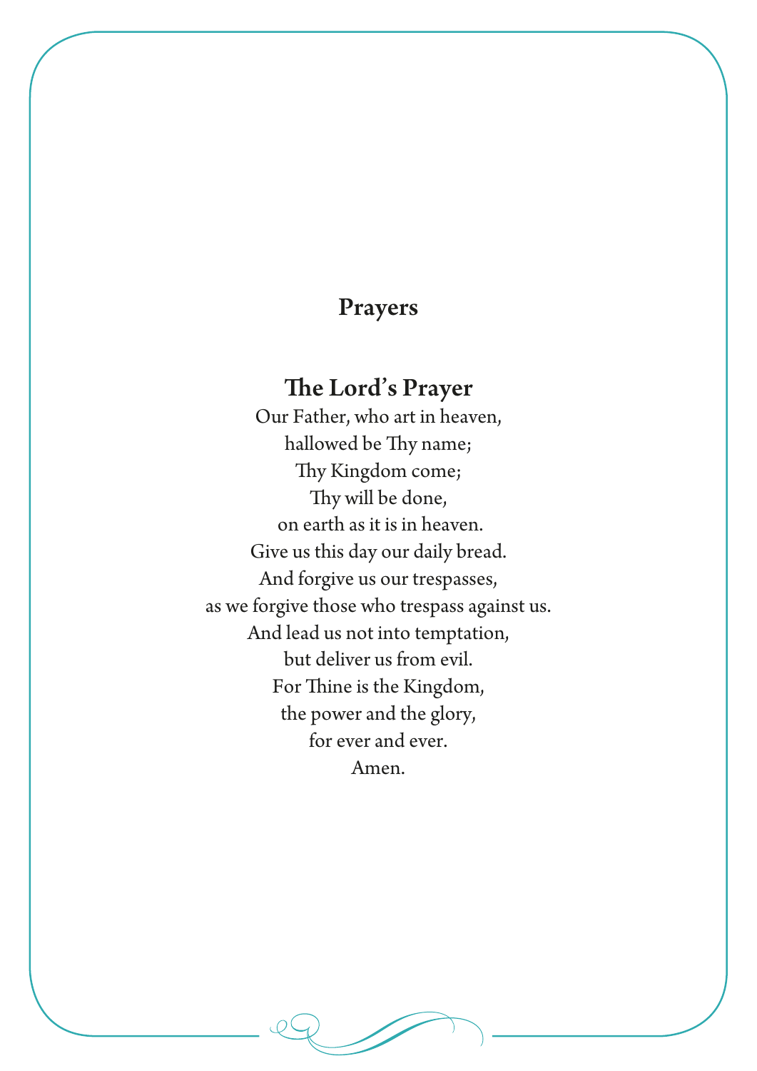# Prayers

## The Lord's Prayer

Our Father, who art in heaven,
hallowed be Thy name;
Thy Kingdom come;
Thy will be done,
on earth as it is in heaven.
Give us this day our daily bread.
And forgive us our trespasses,
as we forgive those who trespass against us.
And lead us not into temptation,
but deliver us from evil.
For Thine is the Kingdom,
the power and the glory,
for ever and ever.
Amen.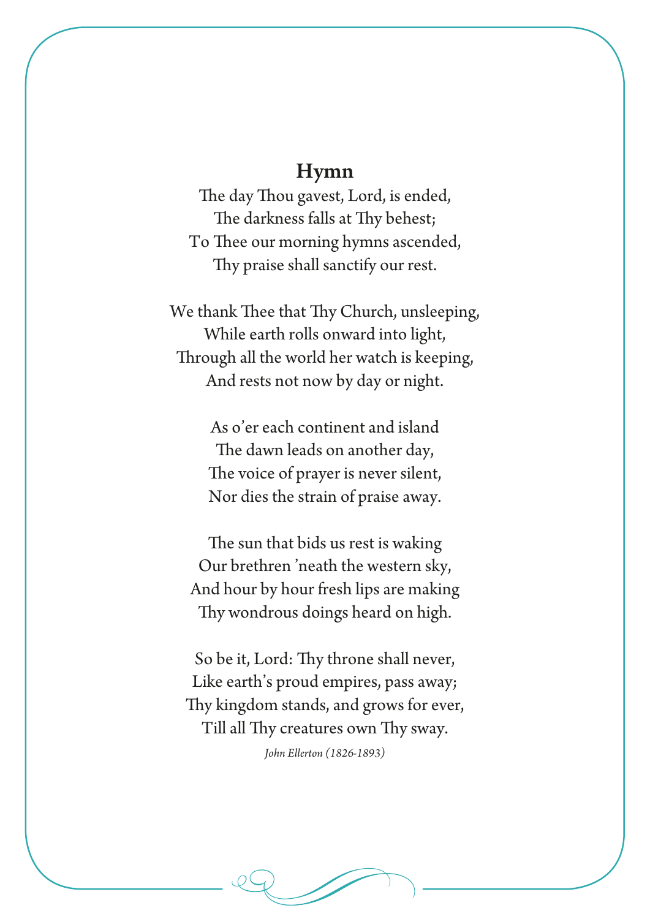## Hymn

The day Thou gavest, Lord, is ended,  
The darkness falls at Thy behest;  
To Thee our morning hymns ascended,  
Thy praise shall sanctify our rest.

We thank Thee that Thy Church, unsleeping,  
While earth rolls onward into light,  
Through all the world her watch is keeping,  
And rests not now by day or night.

As o'er each continent and island  
The dawn leads on another day,  
The voice of prayer is never silent,  
Nor dies the strain of praise away.

The sun that bids us rest is waking  
Our brethren 'neath the western sky,  
And hour by hour fresh lips are making  
Thy wondrous doings heard on high.

So be it, Lord: Thy throne shall never,  
Like earth's proud empires, pass away;  
Thy kingdom stands, and grows for ever,  
Till all Thy creatures own Thy sway.

*John Ellerton (1826-1893)*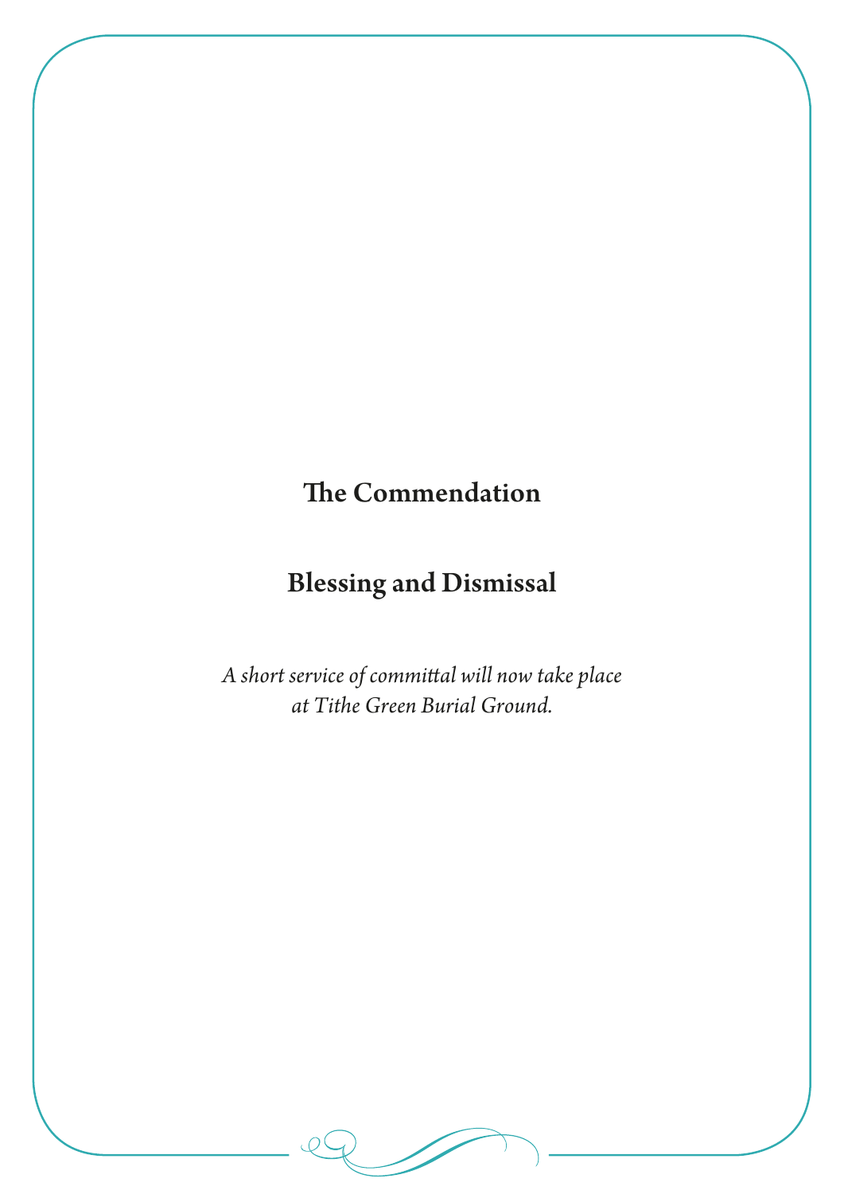## The Commendation

## Blessing and Dismissal

*A short service of committal will now take place*
*at Tithe Green Burial Ground.*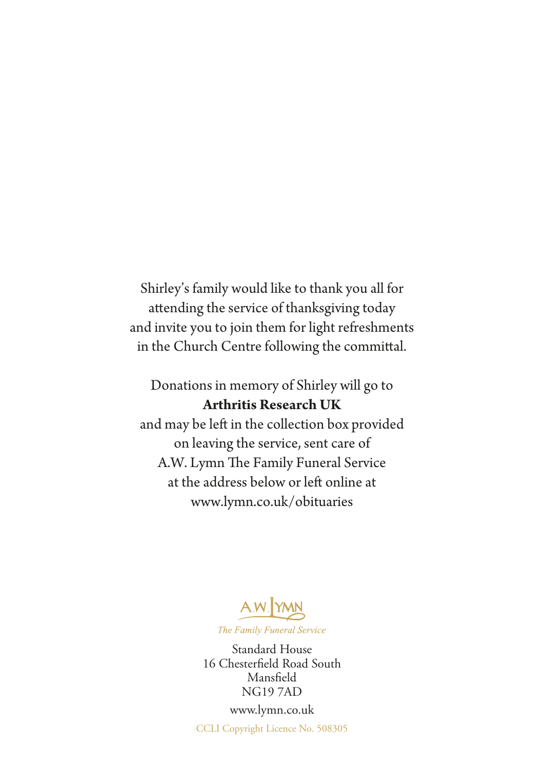Shirley's family would like to thank you all for attending the service of thanksgiving today and invite you to join them for light refreshments in the Church Centre following the committal.

Donations in memory of Shirley will go to
**Arthritis Research UK**
and may be left in the collection box provided on leaving the service, sent care of A.W. Lymn The Family Funeral Service at the address below or left online at www.lymn.co.uk/obituaries

A.W. LYMN
*The Family Funeral Service*

Standard House
16 Chesterfield Road South
Mansfield
NG19 7AD

www.lymn.co.uk

CCLI Copyright Licence No. 508305